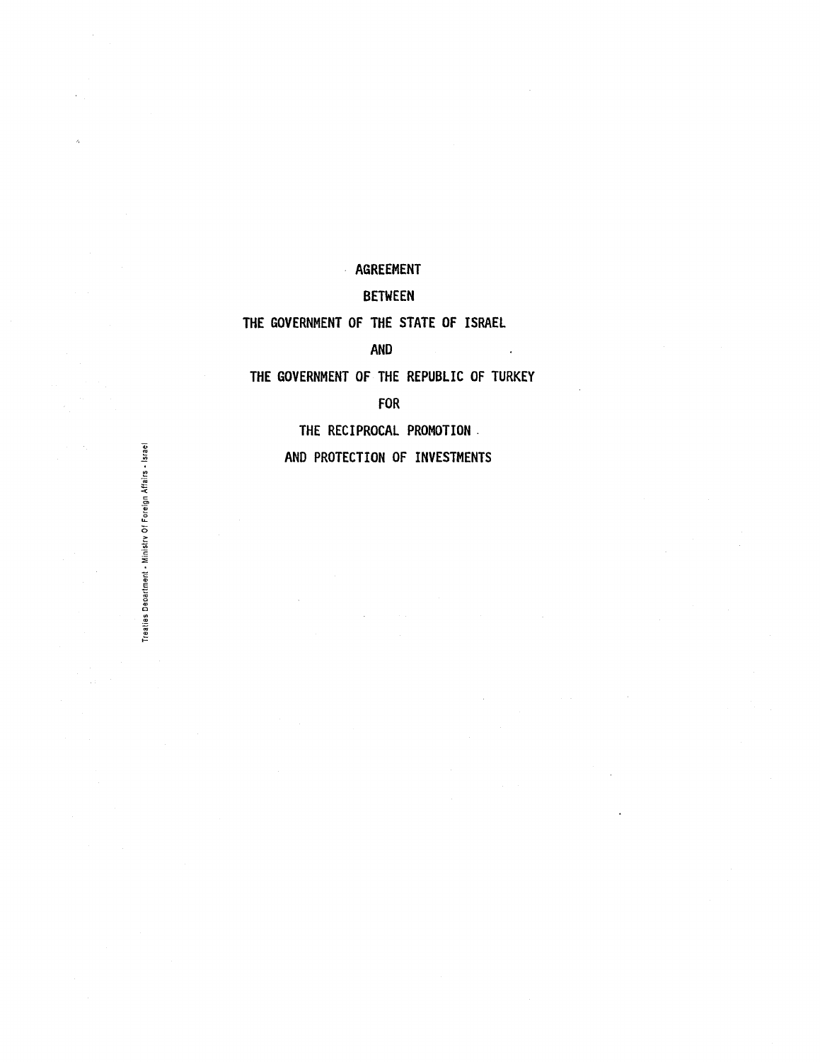# AGREEMENT

# BETWEEN

# THE GOVERNMENT OF THE STATE OF ISRAEL

# AND

# THE GOVERNMENT OF THE REPUBLIC OF TURKEY

# FOR

# THE RECIPROCAL PROMOTION AND PROTECTION OF INVESTMENTS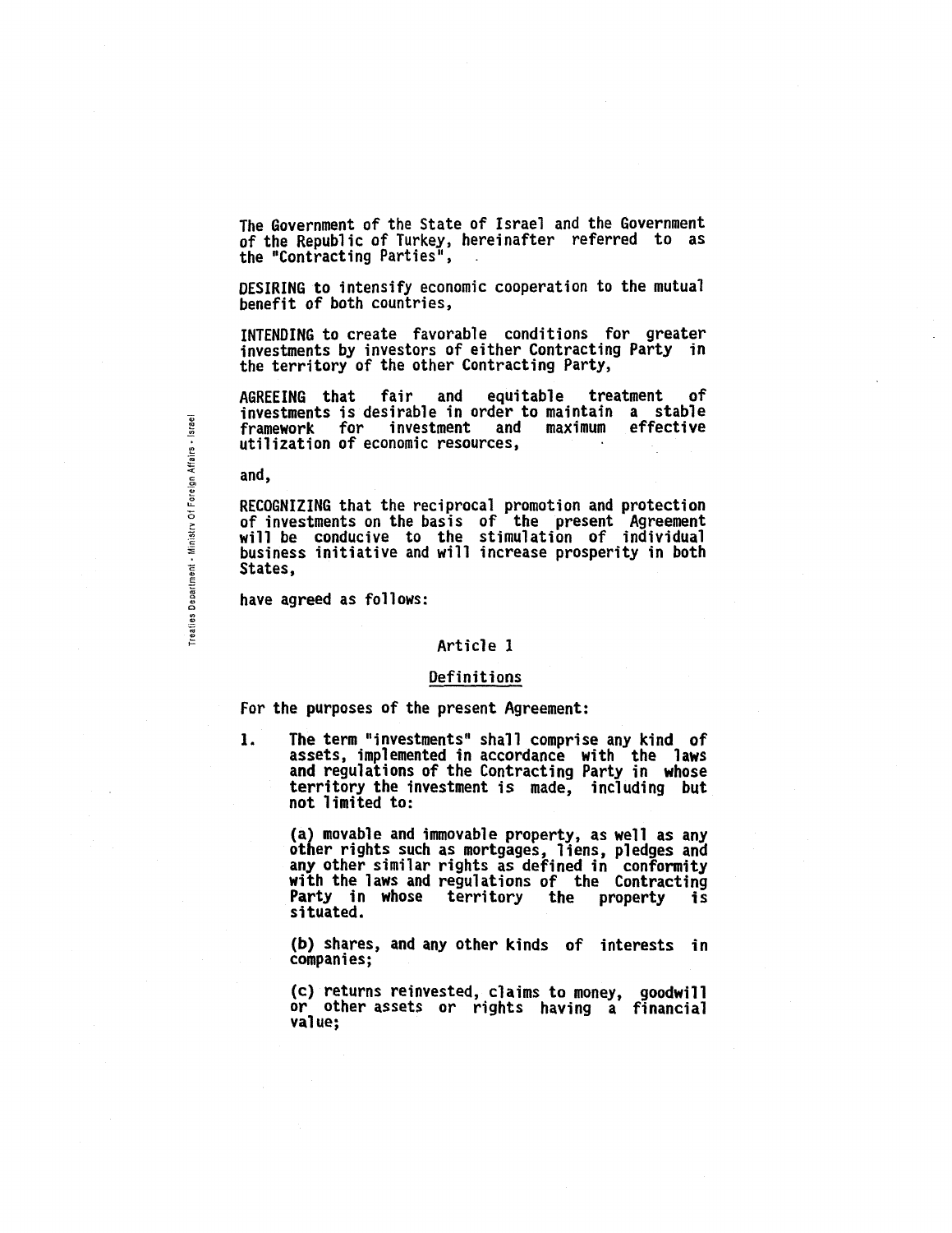The Government of the State of Israel and the Government of the Republic of Turkey, hereinafter referred to as the "Contracting Parties",

DESIRING to intensify economic cooperation to the mutual benefit of both countries,

INTENDING to create favorable conditions for greater investments by investors of either Contracting Party in the territory of the other Contracting Party,

AGREEING that fair and equitable treatment of investments is desirable in order to maintain a stable framework for investment and maximum effective utilization of economic resources,

and,

RECOGNIZING that the reciprocal promotion and protection of investments on the basis of the present Agreement will be conducive to the stimulation of individual business initiative and will increase prosperity in both States,

have agreed as follows:

## Article 1

### Definitions

For the purposes of the present Agreement:

1. The term "investments" shall comprise any kind of assets, implemented in accordance with the laws and regulations of the Contracting Party in whose territory the investment is made, including but not limited to:

   (a) movable and immovable property, as well as any other rights such as mortgages, liens, pledges and any other similar rights as defined in conformity with the laws and regulations of the Contracting Party in whose territory the property is situated.

   (b) shares, and any other kinds of interests in companies;

   (c) returns reinvested, claims to money, goodwill or other assets or rights having a financial value;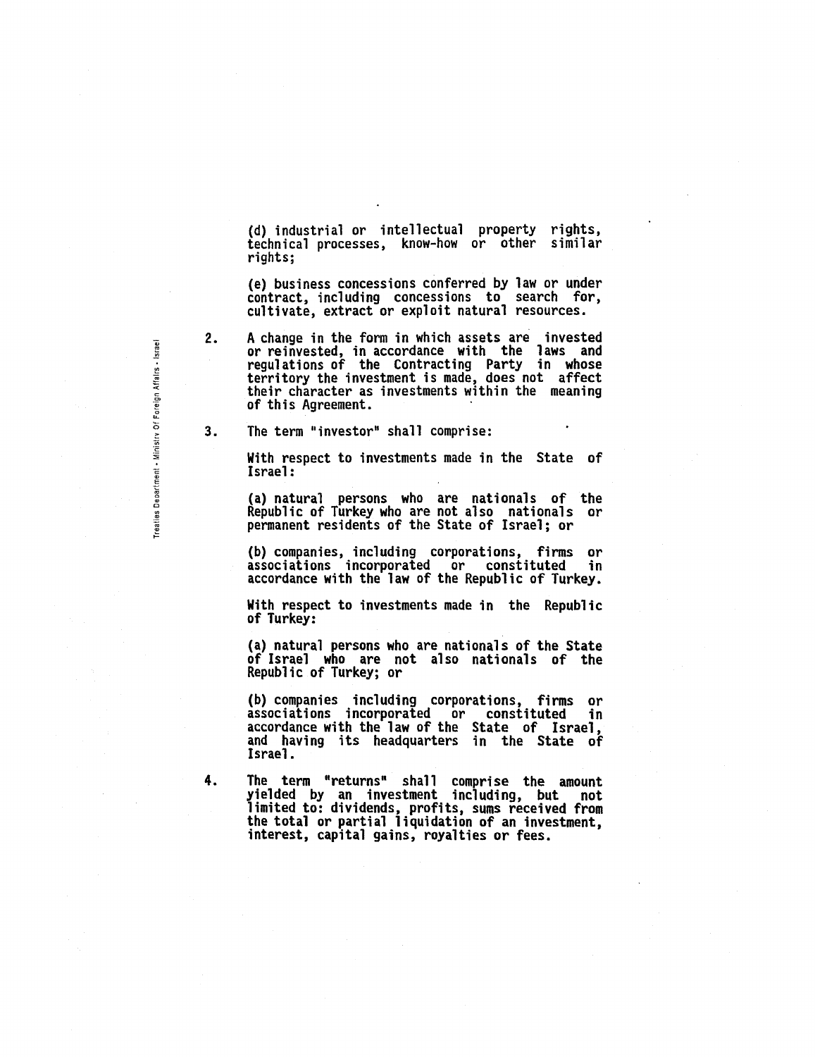(d) industrial or intellectual property rights, technical processes, know-how or other similar rights;

(e) business concessions conferred by law or under contract, including concessions to search for, cultivate, extract or exploit natural resources.

2. A change in the form in which assets are invested or reinvested, in accordance with the laws and regulations of the Contracting Party in whose territory the investment is made, does not affect their character as investments within the meaning of this Agreement.

3. The term "investor" shall comprise:

With respect to investments made in the State of Israel:

(a) natural persons who are nationals of the Republic of Turkey who are not also nationals or permanent residents of the State of Israel; or

(b) companies, including corporations, firms or associations incorporated or constituted in accordance with the law of the Republic of Turkey.

With respect to investments made in the Republic of Turkey:

(a) natural persons who are nationals of the State of Israel who are not also nationals of the Republic of Turkey; or

(b) companies including corporations, firms or associations incorporated or constituted in accordance with the law of the State of Israel, and having its headquarters in the State of Israel.

4. The term "returns" shall comprise the amount yielded by an investment including, but not limited to: dividends, profits, sums received from the total or partial liquidation of an investment, interest, capital gains, royalties or fees.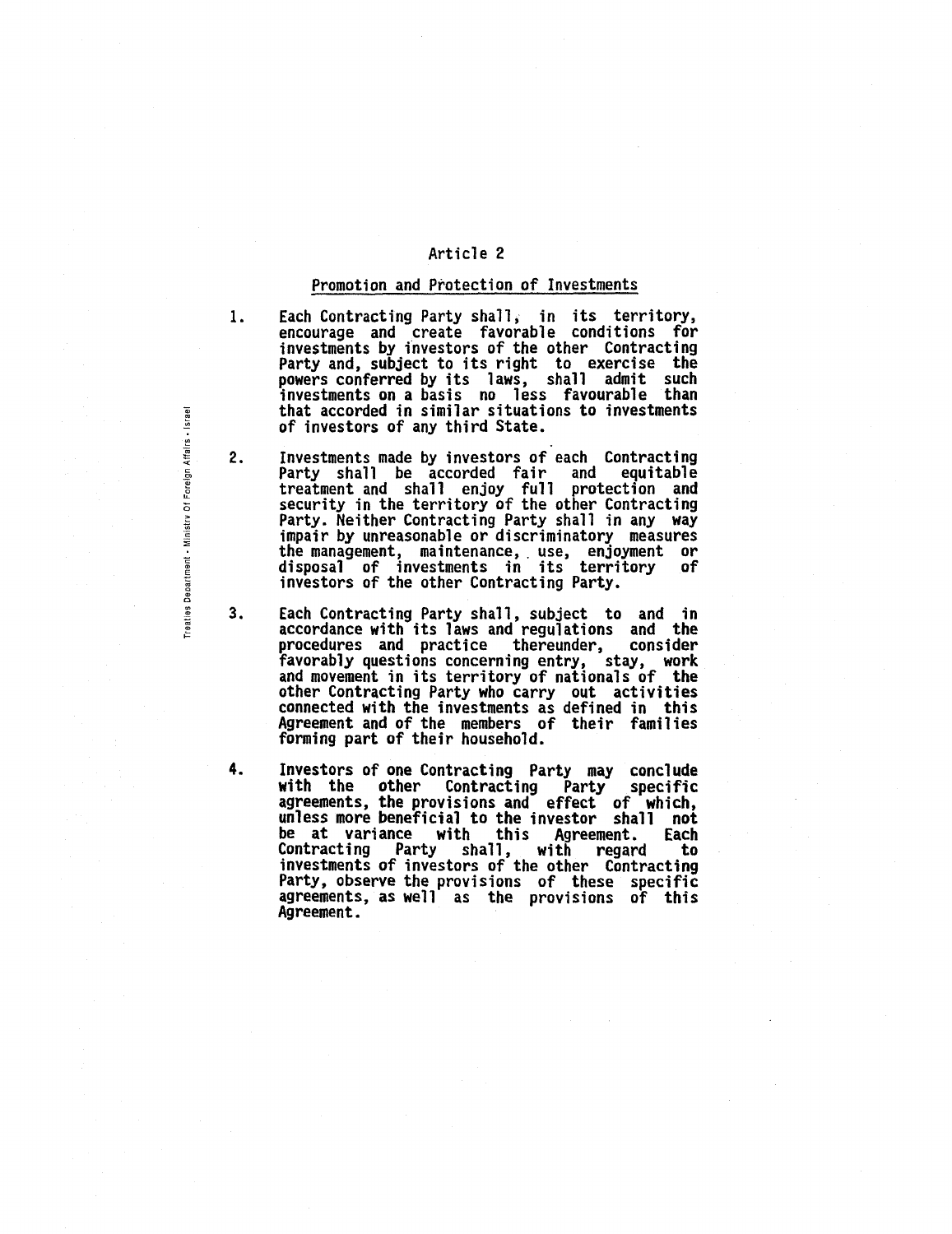## Article 2

### Promotion and Protection of Investments

1. Each Contracting Party shall, in its territory, encourage and create favorable conditions for investments by investors of the other Contracting Party and, subject to its right to exercise the powers conferred by its laws, shall admit such investments on a basis no less favourable than that accorded in similar situations to investments of investors of any third State.

2. Investments made by investors of each Contracting Party shall be accorded fair and equitable treatment and shall enjoy full protection and security in the territory of the other Contracting Party. Neither Contracting Party shall in any way impair by unreasonable or discriminatory measures the management, maintenance, use, enjoyment or disposal of investments in its territory of investors of the other Contracting Party.

3. Each Contracting Party shall, subject to and in accordance with its laws and regulations and the procedures and practice thereunder, consider favorably questions concerning entry, stay, work and movement in its territory of nationals of the other Contracting Party who carry out activities connected with the investments as defined in this Agreement and of the members of their families forming part of their household.

4. Investors of one Contracting Party may conclude with the other Contracting Party specific agreements, the provisions and effect of which, unless more beneficial to the investor shall not be at variance with this Agreement. Each Contracting Party shall, with regard to investments of investors of the other Contracting Party, observe the provisions of these specific agreements, as well as the provisions of this Agreement.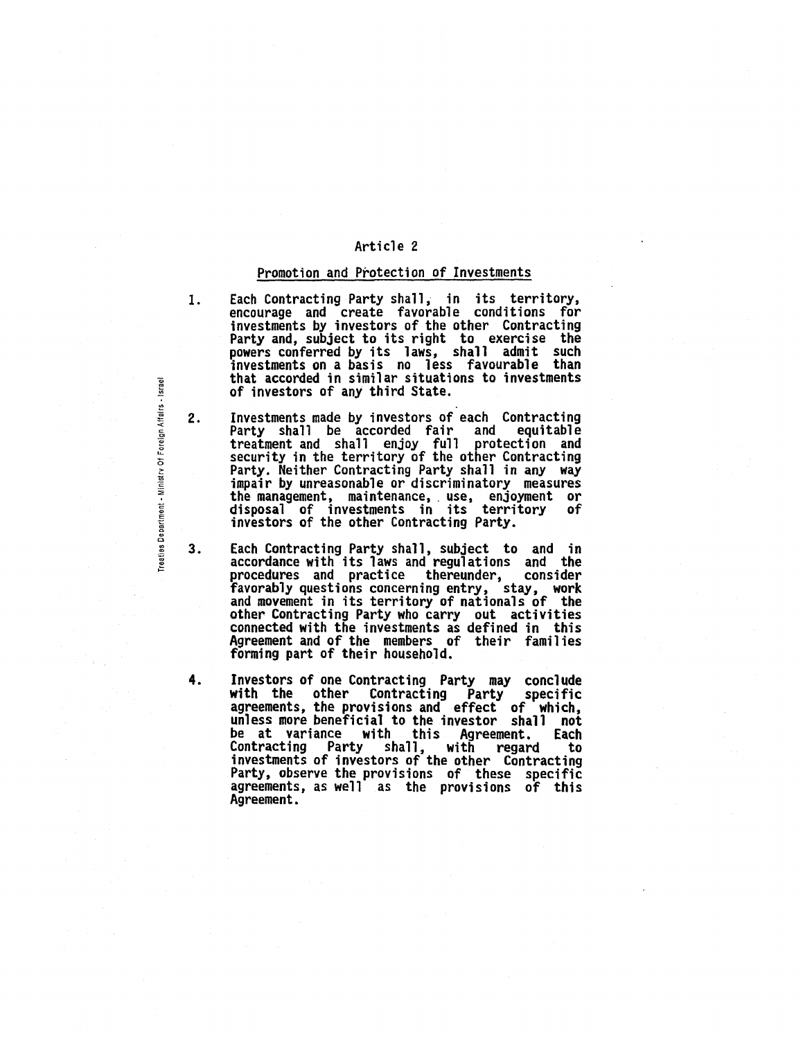## Article 2

### Promotion and Protection of Investments

1. Each Contracting Party shall, in its territory, encourage and create favorable conditions for investments by investors of the other Contracting Party and, subject to its right to exercise the powers conferred by its laws, shall admit such investments on a basis no less favourable than that accorded in similar situations to investments of investors of any third State.

2. Investments made by investors of each Contracting Party shall be accorded fair and equitable treatment and shall enjoy full protection and security in the territory of the other Contracting Party. Neither Contracting Party shall in any way impair by unreasonable or discriminatory measures the management, maintenance, use, enjoyment or disposal of investments in its territory of investors of the other Contracting Party.

3. Each Contracting Party shall, subject to and in accordance with its laws and regulations and the procedures and practice thereunder, consider favorably questions concerning entry, stay, work and movement in its territory of nationals of the other Contracting Party who carry out activities connected with the investments as defined in this Agreement and of the members of their families forming part of their household.

4. Investors of one Contracting Party may conclude with the other Contracting Party specific agreements, the provisions and effect of which, unless more beneficial to the investor shall not be at variance with this Agreement. Each Contracting Party shall, with regard to investments of investors of the other Contracting Party, observe the provisions of these specific agreements, as well as the provisions of this Agreement.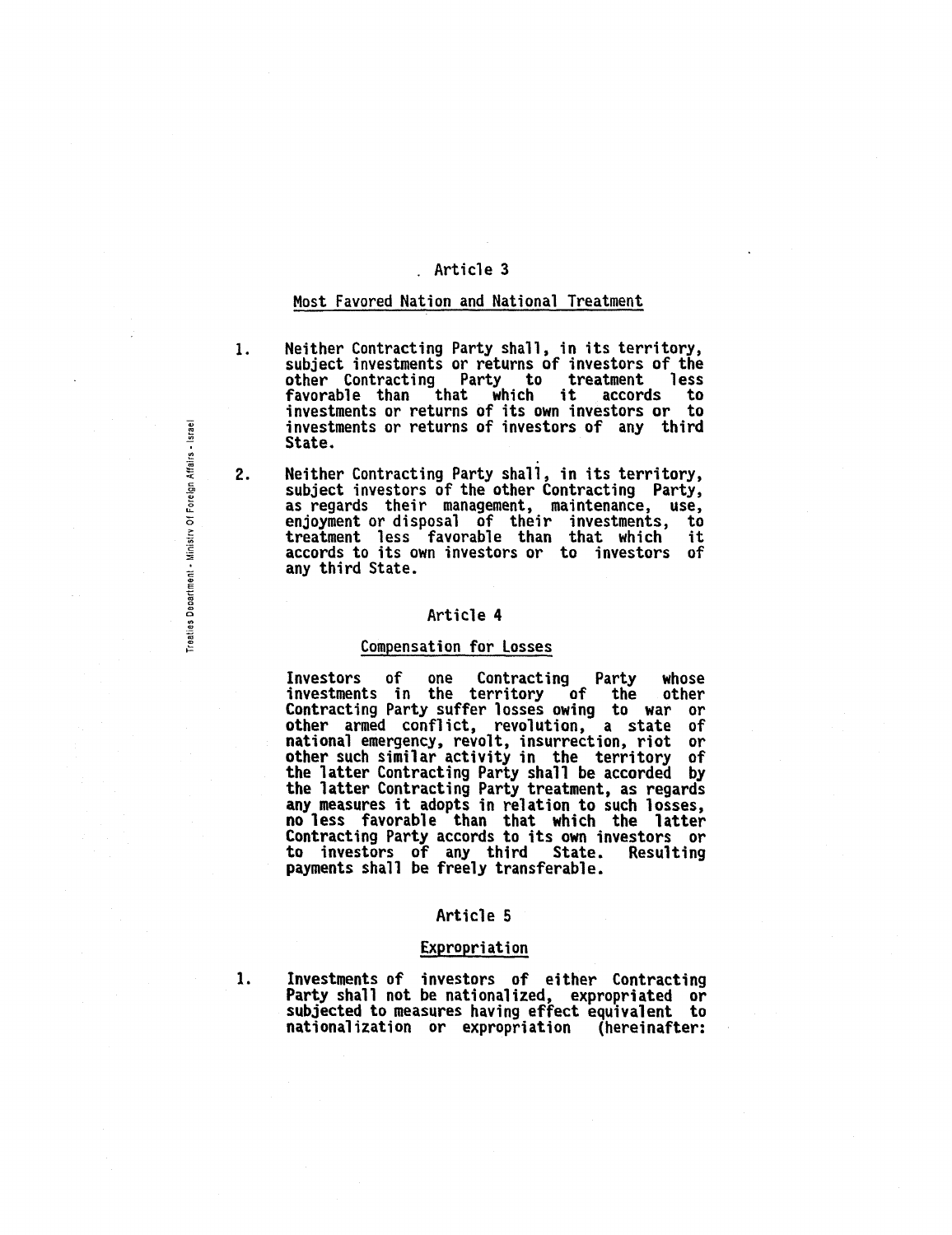## Article 3

### Most Favored Nation and National Treatment

1. Neither Contracting Party shall, in its territory, subject investments or returns of investors of the other Contracting Party to treatment less favorable than that which it accords to investments or returns of its own investors or to investments or returns of investors of any third State.

2. Neither Contracting Party shall, in its territory, subject investors of the other Contracting Party, as regards their management, maintenance, use, enjoyment or disposal of their investments, to treatment less favorable than that which it accords to its own investors or to investors of any third State.

## Article 4

### Compensation for Losses

Investors of one Contracting Party whose investments in the territory of the other Contracting Party suffer losses owing to war or other armed conflict, revolution, a state of national emergency, revolt, insurrection, riot or other such similar activity in the territory of the latter Contracting Party shall be accorded by the latter Contracting Party treatment, as regards any measures it adopts in relation to such losses, no less favorable than that which the latter Contracting Party accords to its own investors or to investors of any third State. Resulting payments shall be freely transferable.

## Article 5

### Expropriation

1. Investments of investors of either Contracting Party shall not be nationalized, expropriated or subjected to measures having effect equivalent to nationalization or expropriation (hereinafter: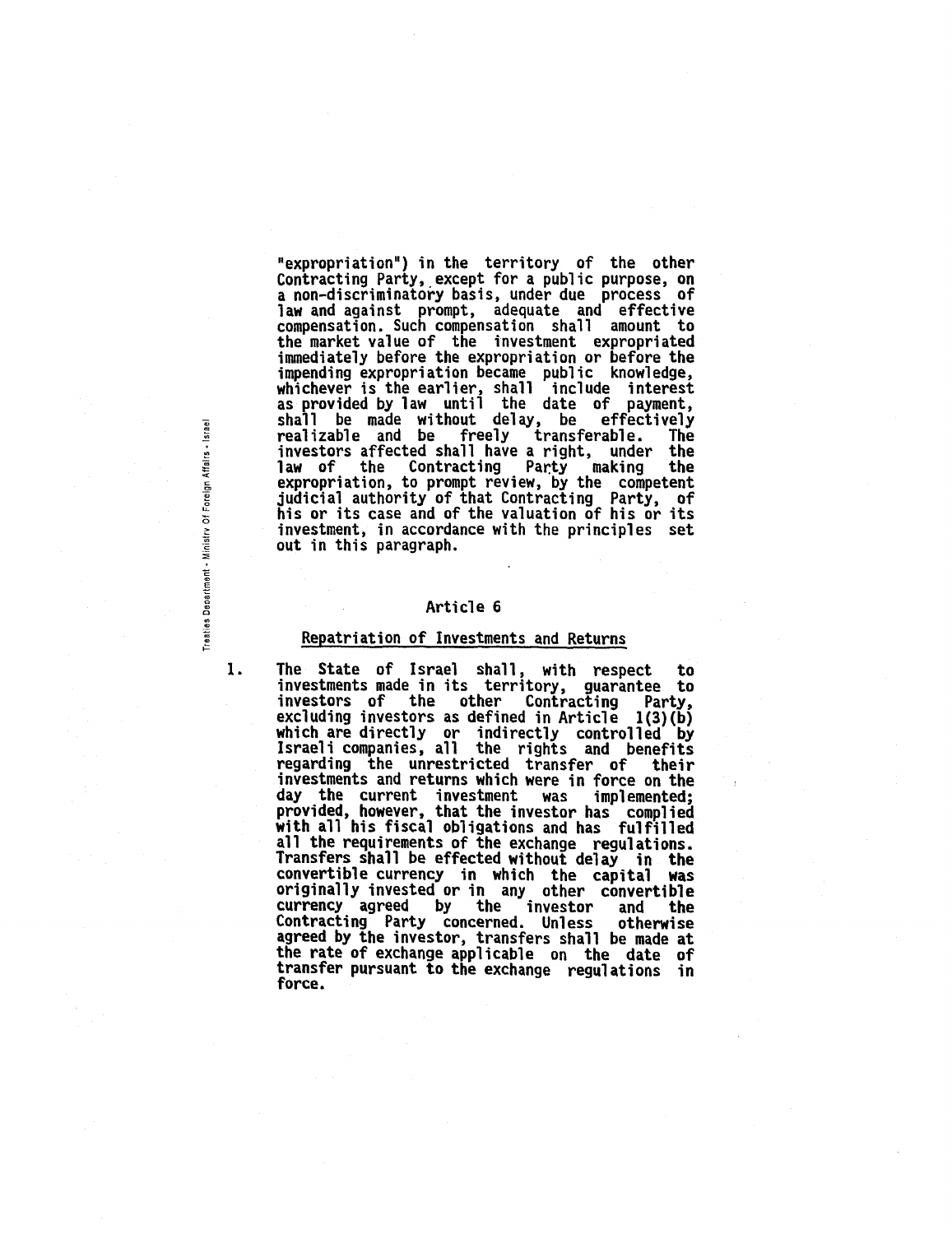"expropriation") in the territory of the other Contracting Party, except for a public purpose, on a non-discriminatory basis, under due process of law and against prompt, adequate and effective compensation. Such compensation shall amount to the market value of the investment expropriated immediately before the expropriation or before the impending expropriation became public knowledge, whichever is the earlier, shall include interest as provided by law until the date of payment, shall be made without delay, be effectively realizable and be freely transferable. The investors affected shall have a right, under the law of the Contracting Party making the expropriation, to prompt review, by the competent judicial authority of that Contracting Party, of his or its case and of the valuation of his or its investment, in accordance with the principles set out in this paragraph.

## Article 6

### Repatriation of Investments and Returns

1. The State of Israel shall, with respect to investments made in its territory, guarantee to investors of the other Contracting Party, excluding investors as defined in Article 1(3)(b) which are directly or indirectly controlled by Israeli companies, all the rights and benefits regarding the unrestricted transfer of their investments and returns which were in force on the day the current investment was implemented; provided, however, that the investor has complied with all his fiscal obligations and has fulfilled all the requirements of the exchange regulations. Transfers shall be effected without delay in the convertible currency in which the capital was originally invested or in any other convertible currency agreed by the investor and the Contracting Party concerned. Unless otherwise agreed by the investor, transfers shall be made at the rate of exchange applicable on the date of transfer pursuant to the exchange regulations in force.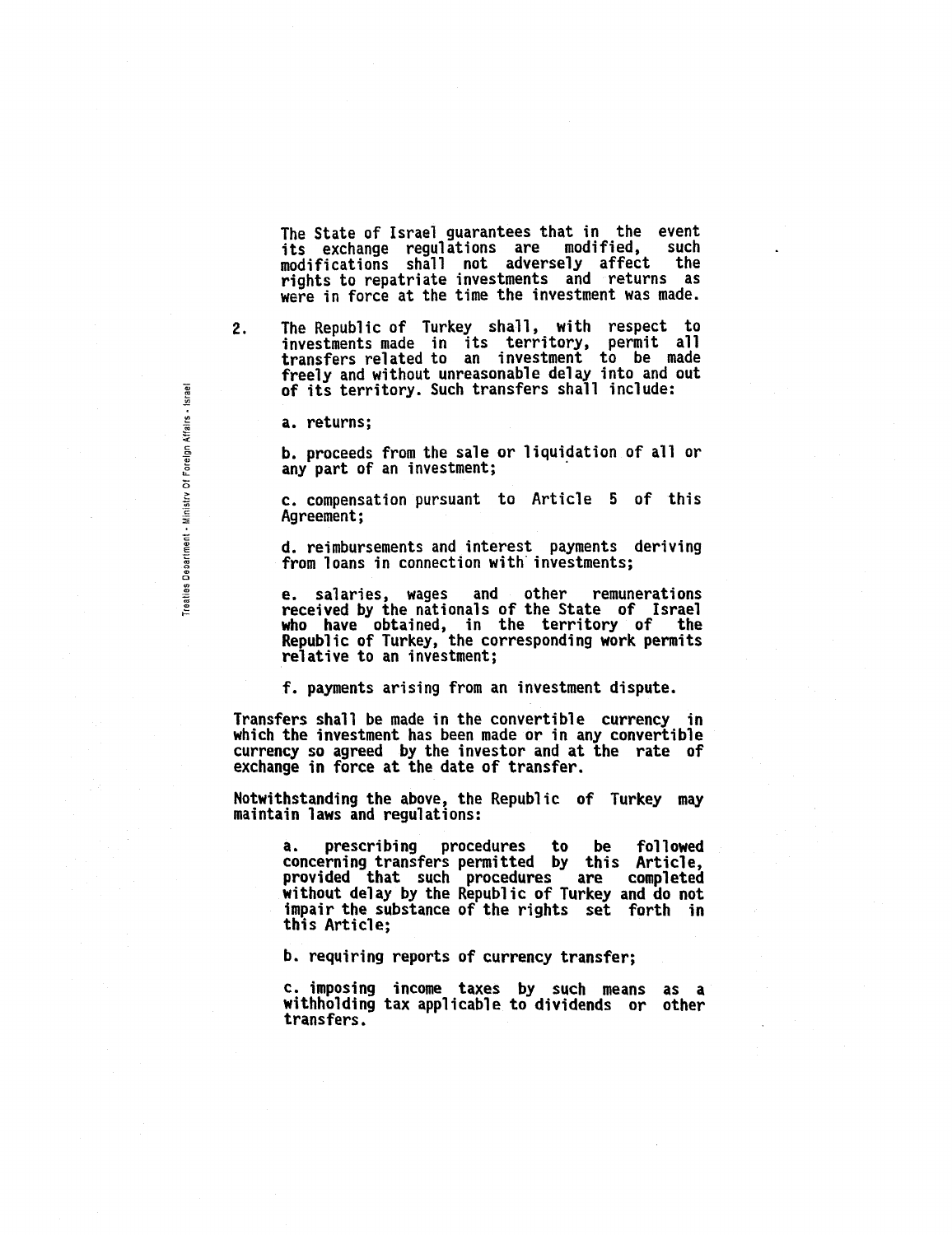The State of Israel guarantees that in the event its exchange regulations are modified, such modifications shall not adversely affect the rights to repatriate investments and returns as were in force at the time the investment was made.

2. The Republic of Turkey shall, with respect to investments made in its territory, permit all transfers related to an investment to be made freely and without unreasonable delay into and out of its territory. Such transfers shall include:

   a. returns;

   b. proceeds from the sale or liquidation of all or any part of an investment;

   c. compensation pursuant to Article 5 of this Agreement;

   d. reimbursements and interest payments deriving from loans in connection with investments;

   e. salaries, wages and other remunerations received by the nationals of the State of Israel who have obtained, in the territory of the Republic of Turkey, the corresponding work permits relative to an investment;

   f. payments arising from an investment dispute.

Transfers shall be made in the convertible currency in which the investment has been made or in any convertible currency so agreed by the investor and at the rate of exchange in force at the date of transfer.

Notwithstanding the above, the Republic of Turkey may maintain laws and regulations:

   a. prescribing procedures to be followed concerning transfers permitted by this Article, provided that such procedures are completed without delay by the Republic of Turkey and do not impair the substance of the rights set forth in this Article;

   b. requiring reports of currency transfer;

   c. imposing income taxes by such means as a withholding tax applicable to dividends or other transfers.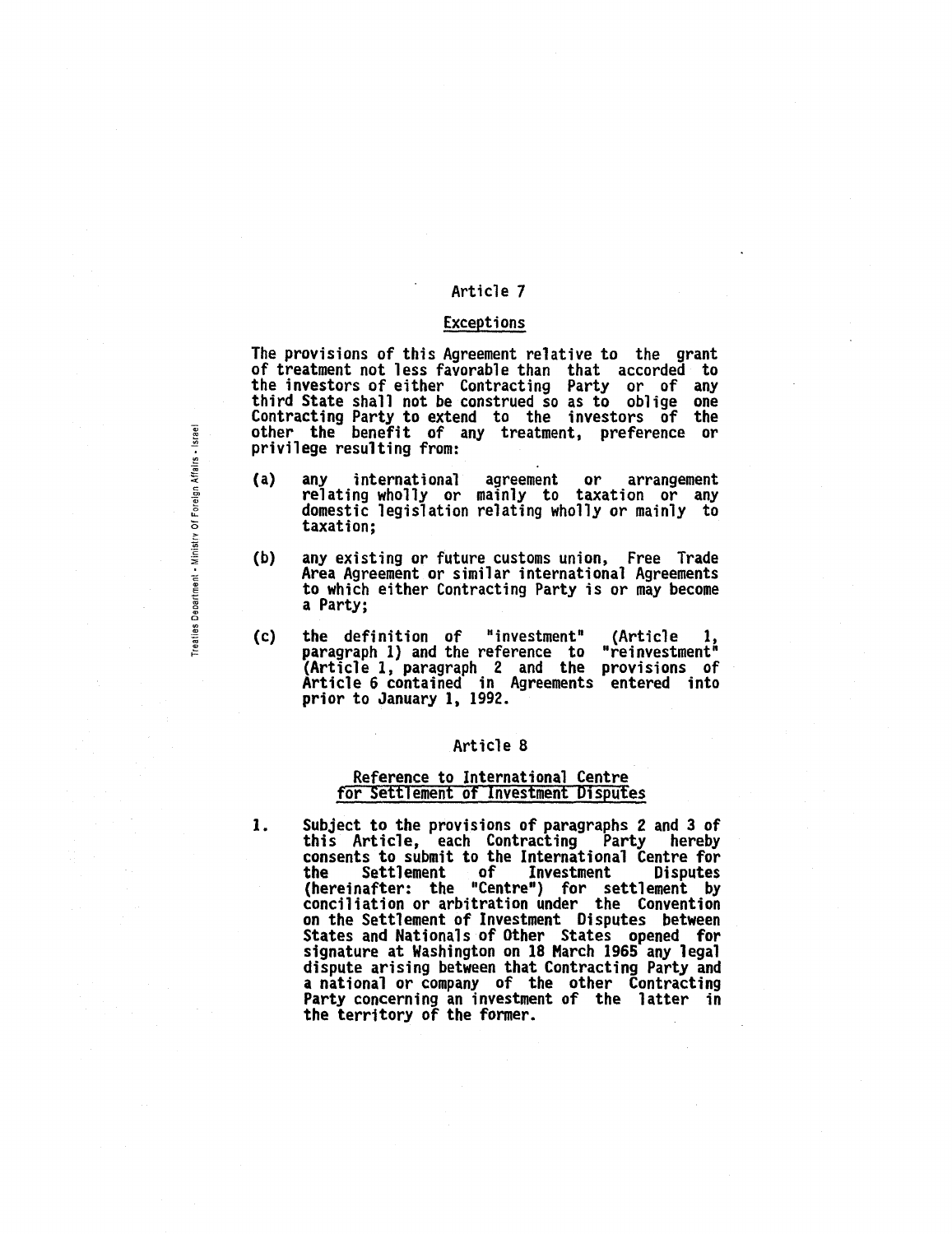## Article 7

### Exceptions

The provisions of this Agreement relative to the grant of treatment not less favorable than that accorded to the investors of either Contracting Party or of any third State shall not be construed so as to oblige one Contracting Party to extend to the investors of the other the benefit of any treatment, preference or privilege resulting from:

(a) any international agreement or arrangement relating wholly or mainly to taxation or any domestic legislation relating wholly or mainly to taxation;

(b) any existing or future customs union, Free Trade Area Agreement or similar international Agreements to which either Contracting Party is or may become a Party;

(c) the definition of "investment" (Article 1, paragraph 1) and the reference to "reinvestment" (Article 1, paragraph 2 and the provisions of Article 6 contained in Agreements entered into prior to January 1, 1992.

## Article 8

### Reference to International Centre for Settlement of Investment Disputes

1. Subject to the provisions of paragraphs 2 and 3 of this Article, each Contracting Party hereby consents to submit to the International Centre for the Settlement of Investment Disputes (hereinafter: the "Centre") for settlement by conciliation or arbitration under the Convention on the Settlement of Investment Disputes between States and Nationals of Other States opened for signature at Washington on 18 March 1965 any legal dispute arising between that Contracting Party and a national or company of the other Contracting Party concerning an investment of the latter in the territory of the former.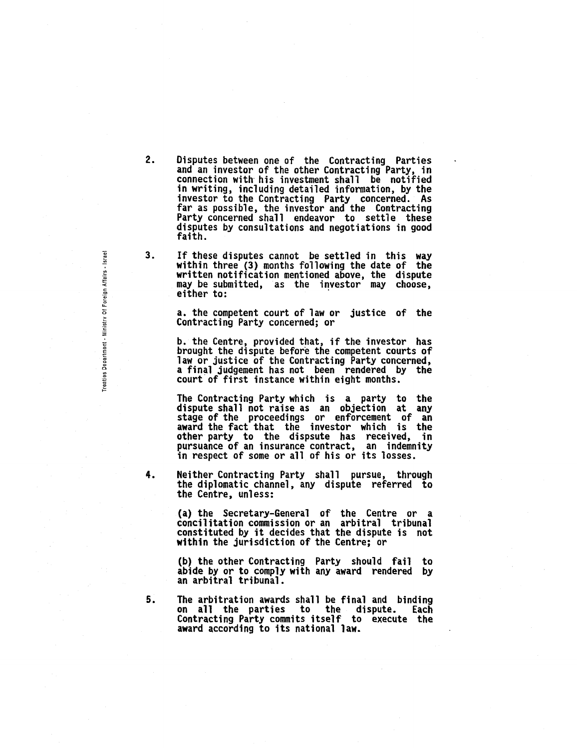2. Disputes between one of the Contracting Parties and an investor of the other Contracting Party, in connection with his investment shall be notified in writing, including detailed information, by the investor to the Contracting Party concerned. As far as possible, the investor and the Contracting Party concerned shall endeavor to settle these disputes by consultations and negotiations in good faith.

3. If these disputes cannot be settled in this way within three (3) months following the date of the written notification mentioned above, the dispute may be submitted, as the investor may choose, either to:

   a. the competent court of law or justice of the Contracting Party concerned; or

   b. the Centre, provided that, if the investor has brought the dispute before the competent courts of law or justice of the Contracting Party concerned, a final judgement has not been rendered by the court of first instance within eight months.

   The Contracting Party which is a party to the dispute shall not raise as an objection at any stage of the proceedings or enforcement of an award the fact that the investor which is the other party to the dispsute has received, in pursuance of an insurance contract, an indemnity in respect of some or all of his or its losses.

4. Neither Contracting Party shall pursue, through the diplomatic channel, any dispute referred to the Centre, unless:

   (a) the Secretary-General of the Centre or a concilitation commission or an arbitral tribunal constituted by it decides that the dispute is not within the jurisdiction of the Centre; or

   (b) the other Contracting Party should fail to abide by or to comply with any award rendered by an arbitral tribunal.

5. The arbitration awards shall be final and binding on all the parties to the dispute. Each Contracting Party commits itself to execute the award according to its national law.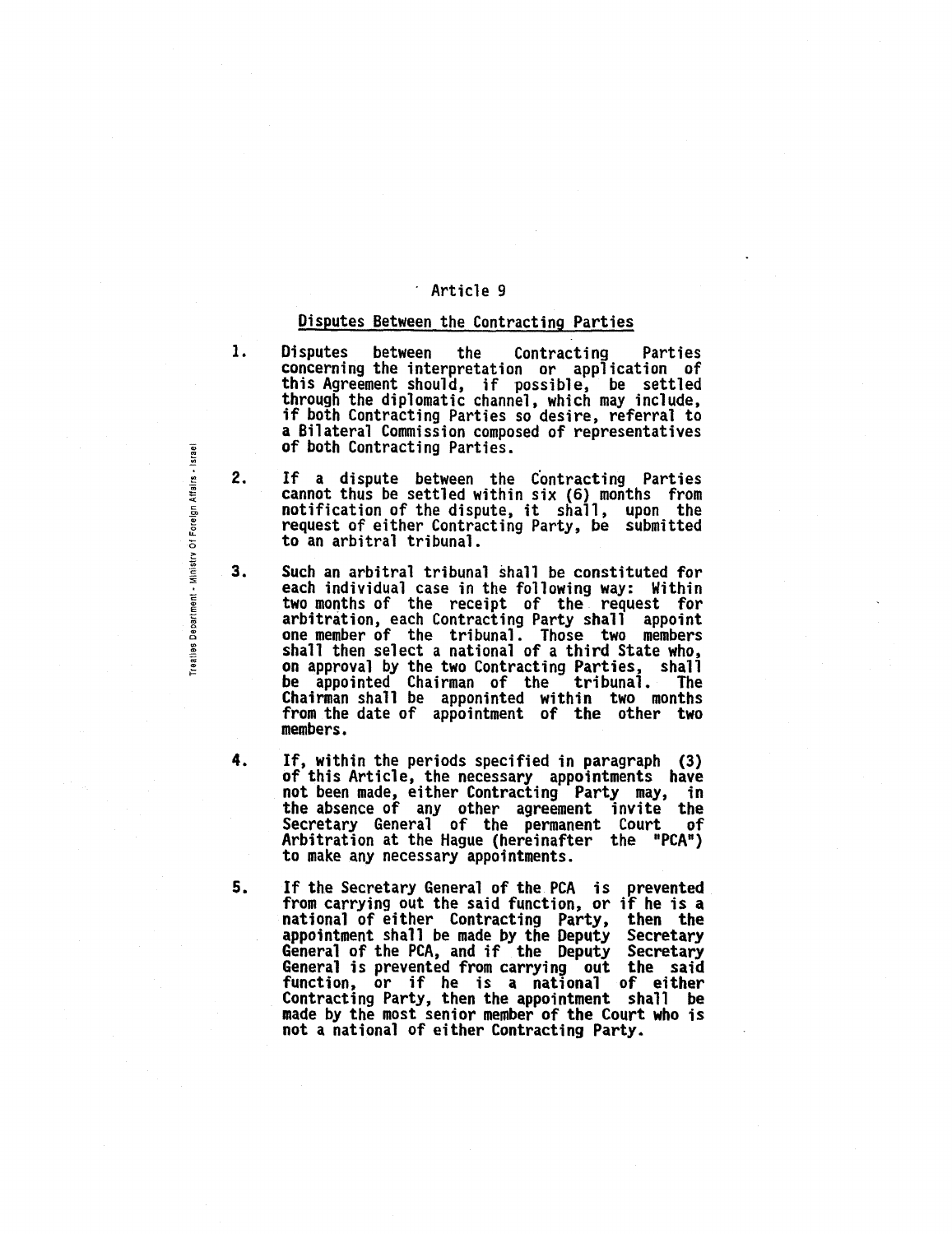## Article 9

### Disputes Between the Contracting Parties

1. Disputes between the Contracting Parties concerning the interpretation or application of this Agreement should, if possible, be settled through the diplomatic channel, which may include, if both Contracting Parties so desire, referral to a Bilateral Commission composed of representatives of both Contracting Parties.

2. If a dispute between the Contracting Parties cannot thus be settled within six (6) months from notification of the dispute, it shall, upon the request of either Contracting Party, be submitted to an arbitral tribunal.

3. Such an arbitral tribunal shall be constituted for each individual case in the following way: Within two months of the receipt of the request for arbitration, each Contracting Party shall appoint one member of the tribunal. Those two members shall then select a national of a third State who, on approval by the two Contracting Parties, shall be appointed Chairman of the tribunal. The Chairman shall be apponinted within two months from the date of appointment of the other two members.

4. If, within the periods specified in paragraph (3) of this Article, the necessary appointments have not been made, either Contracting Party may, in the absence of any other agreement invite the Secretary General of the permanent Court of Arbitration at the Hague (hereinafter the "PCA") to make any necessary appointments.

5. If the Secretary General of the PCA is prevented from carrying out the said function, or if he is a national of either Contracting Party, then the appointment shall be made by the Deputy Secretary General of the PCA, and if the Deputy Secretary General is prevented from carrying out the said function, or if he is a national of either Contracting Party, then the appointment shall be made by the most senior member of the Court who is not a national of either Contracting Party.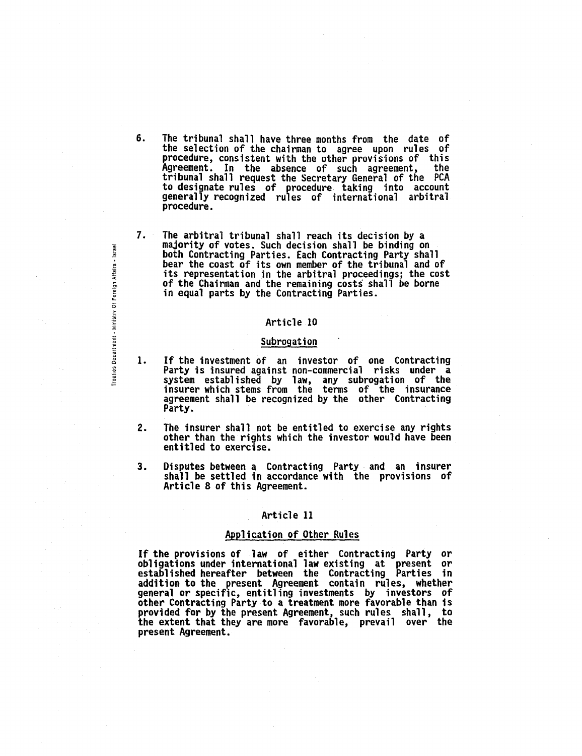6. The tribunal shall have three months from the date of the selection of the chairman to agree upon rules of procedure, consistent with the other provisions of this Agreement. In the absence of such agreement, the tribunal shall request the Secretary General of the PCA to designate rules of procedure taking into account generally recognized rules of international arbitral procedure.

7. The arbitral tribunal shall reach its decision by a majority of votes. Such decision shall be binding on both Contracting Parties. Each Contracting Party shall bear the coast of its own member of the tribunal and of its representation in the arbitral proceedings; the cost of the Chairman and the remaining costs shall be borne in equal parts by the Contracting Parties.

## Article 10

### Subrogation

1. If the investment of an investor of one Contracting Party is insured against non-commercial risks under a system established by law, any subrogation of the insurer which stems from the terms of the insurance agreement shall be recognized by the other Contracting Party.

2. The insurer shall not be entitled to exercise any rights other than the rights which the investor would have been entitled to exercise.

3. Disputes between a Contracting Party and an insurer shall be settled in accordance with the provisions of Article 8 of this Agreement.

## Article 11

### Application of Other Rules

If the provisions of law of either Contracting Party or obligations under international law existing at present or established hereafter between the Contracting Parties in addition to the present Agreement contain rules, whether general or specific, entitling investments by investors of other Contracting Party to a treatment more favorable than is provided for by the present Agreement, such rules shall, to the extent that they are more favorable, prevail over the present Agreement.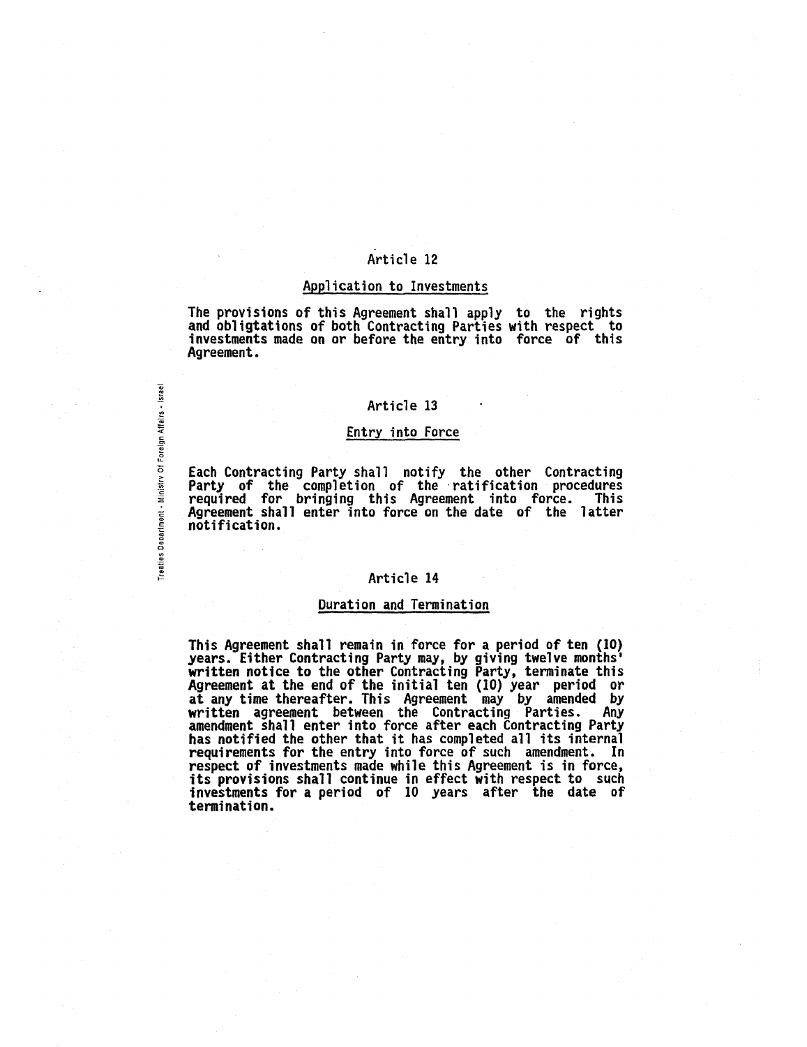## Article 12

### Application to Investments

The provisions of this Agreement shall apply to the rights and obligtations of both Contracting Parties with respect to investments made on or before the entry into force of this Agreement.

## Article 13

### Entry into Force

Each Contracting Party shall notify the other Contracting Party of the completion of the ratification procedures required for bringing this Agreement into force. This Agreement shall enter into force on the date of the latter notification.

## Article 14

### Duration and Termination

This Agreement shall remain in force for a period of ten (10) years. Either Contracting Party may, by giving twelve months' written notice to the other Contracting Party, terminate this Agreement at the end of the initial ten (10) year period or at any time thereafter. This Agreement may by amended by written agreement between the Contracting Parties. Any amendment shall enter into force after each Contracting Party has notified the other that it has completed all its internal requirements for the entry into force of such amendment. In respect of investments made while this Agreement is in force, its provisions shall continue in effect with respect to such investments for a period of 10 years after the date of termination.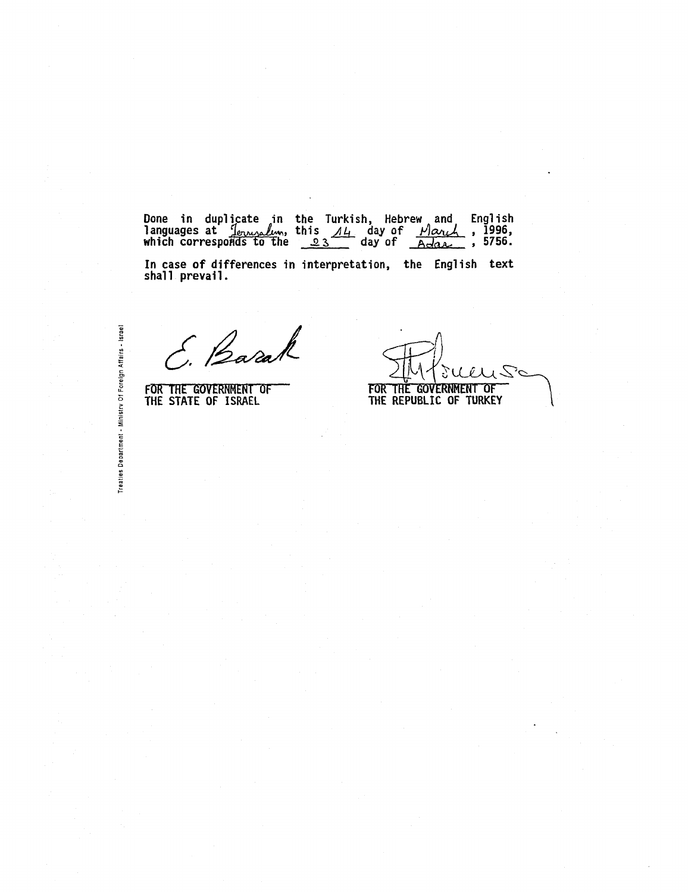Done in duplicate in the Turkish, Hebrew and English languages at Jerusalem, this 14 day of March, 1996, which corresponds to the 23 day of Adar, 5756.

In case of differences in interpretation, the English text shall prevail.

E. Barak

FOR THE GOVERNMENT OF
THE STATE OF ISRAEL

FOR THE GOVERNMENT OF
THE REPUBLIC OF TURKEY